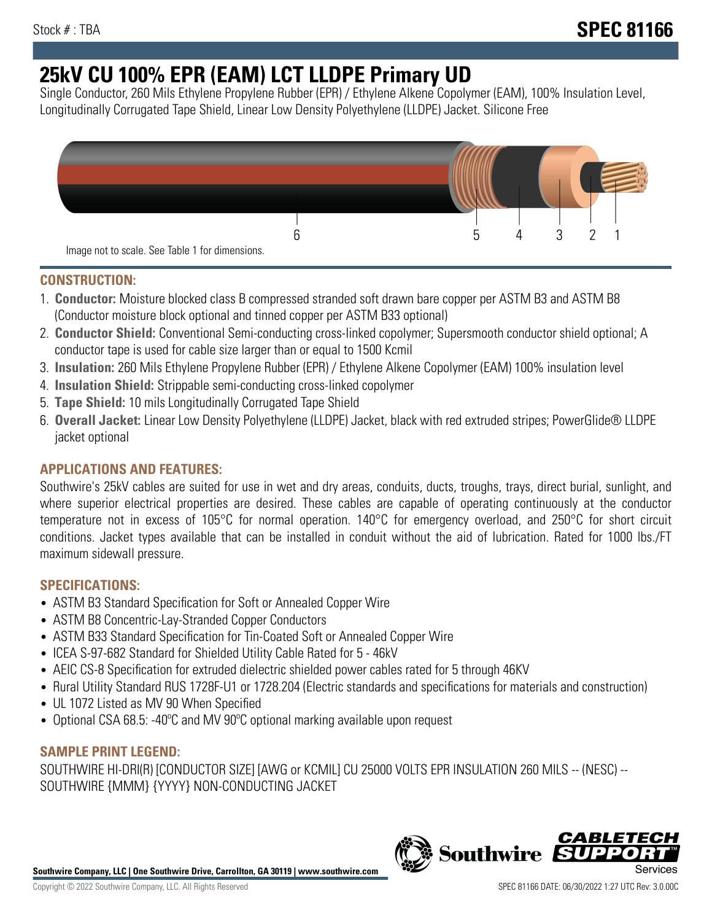Stock # : TBA

**SPEC 81166**

# 25kV CU 100% EPR (EAM) LCT LLDPE Primary UD

Single Conductor, 260 Mils Ethylene Propylene Rubber (EPR) / Ethylene Alkene Copolymer (EAM), 100% Insulation Level, Longitudinally Corrugated Tape Shield, Linear Low Density Polyethylene (LLDPE) Jacket. Silicone Free

6 5 4 3 2 1

Image not to scale. See Table 1 for dimensions.

## CONSTRUCTION:

1. **Conductor:** Moisture blocked class B compressed stranded soft drawn bare copper per ASTM B3 and ASTM B8 (Conductor moisture block optional and tinned copper per ASTM B33 optional)
2. **Conductor Shield:** Conventional Semi-conducting cross-linked copolymer; Supersmooth conductor shield optional; A conductor tape is used for cable size larger than or equal to 1500 Kcmil
3. **Insulation:** 260 Mils Ethylene Propylene Rubber (EPR) / Ethylene Alkene Copolymer (EAM) 100% insulation level
4. **Insulation Shield:** Strippable semi-conducting cross-linked copolymer
5. **Tape Shield:** 10 mils Longitudinally Corrugated Tape Shield
6. **Overall Jacket:** Linear Low Density Polyethylene (LLDPE) Jacket, black with red extruded stripes; PowerGlide® LLDPE jacket optional

## APPLICATIONS AND FEATURES:

Southwire's 25kV cables are suited for use in wet and dry areas, conduits, ducts, troughs, trays, direct burial, sunlight, and where superior electrical properties are desired. These cables are capable of operating continuously at the conductor temperature not in excess of 105°C for normal operation. 140°C for emergency overload, and 250°C for short circuit conditions. Jacket types available that can be installed in conduit without the aid of lubrication. Rated for 1000 lbs./FT maximum sidewall pressure.

## SPECIFICATIONS:

- ASTM B3 Standard Specification for Soft or Annealed Copper Wire
- ASTM B8 Concentric-Lay-Stranded Copper Conductors
- ASTM B33 Standard Specification for Tin-Coated Soft or Annealed Copper Wire
- ICEA S-97-682 Standard for Shielded Utility Cable Rated for 5 - 46kV
- AEIC CS-8 Specification for extruded dielectric shielded power cables rated for 5 through 46KV
- Rural Utility Standard RUS 1728F-U1 or 1728.204 (Electric standards and specifications for materials and construction)
- UL 1072 Listed as MV 90 When Specified
- Optional CSA 68.5: -40ºC and MV 90ºC optional marking available upon request

## SAMPLE PRINT LEGEND:

SOUTHWIRE HI-DRI(R) [CONDUCTOR SIZE] [AWG or KCMIL] CU 25000 VOLTS EPR INSULATION 260 MILS -- (NESC) -- SOUTHWIRE {MMM} {YYYY} NON-CONDUCTING JACKET

**Southwire Company, LLC | One Southwire Drive, Carrollton, GA 30119 | www.southwire.com**

Copyright © 2022 Southwire Company, LLC. All Rights Reserved

SPEC 81166 DATE: 06/30/2022 1:27 UTC Rev: 3.0.00C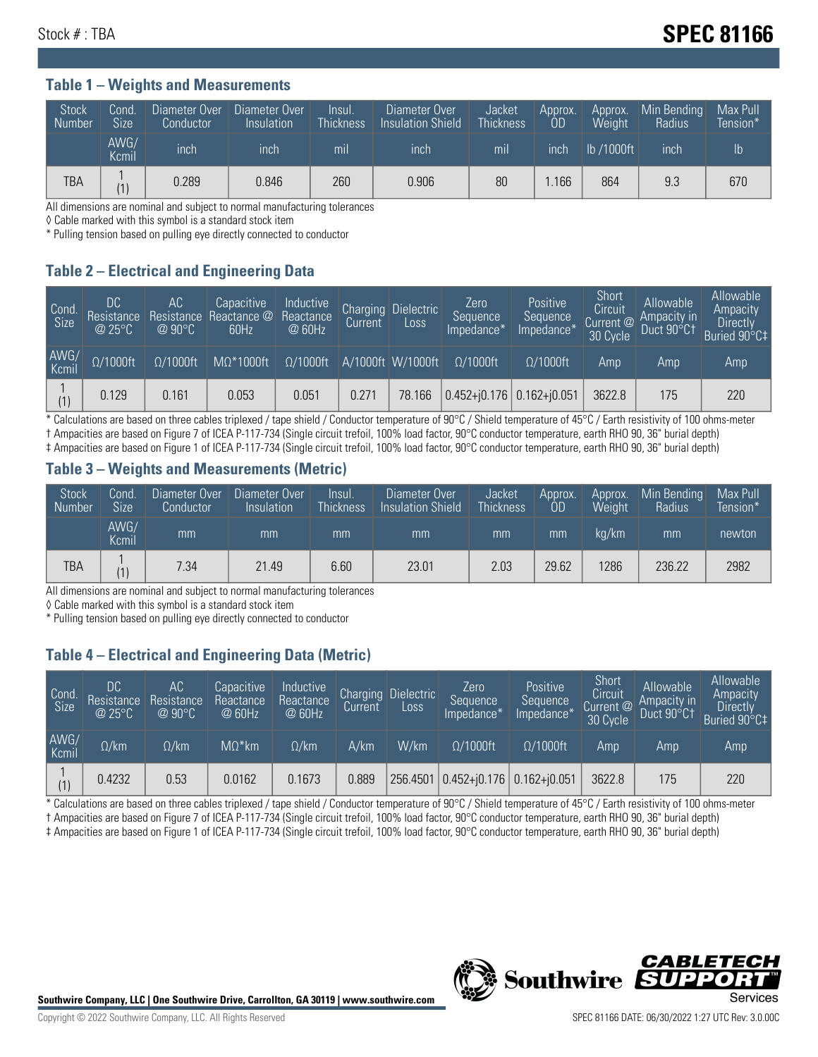Stock # : TBA

# SPEC 81166

## Table 1 – Weights and Measurements

| Stock Number | Cond. Size | Diameter Over Conductor | Diameter Over Insulation | Insul. Thickness | Diameter Over Insulation Shield | Jacket Thickness | Approx. OD | Approx. Weight | Min Bending Radius | Max Pull Tension* |
|---|---|---|---|---|---|---|---|---|---|---|
| | AWG/ Kcmil | inch | inch | mil | inch | mil | inch | lb /1000ft | inch | lb |
| TBA | 1 (1) | 0.289 | 0.846 | 260 | 0.906 | 80 | 1.166 | 864 | 9.3 | 670 |

All dimensions are nominal and subject to normal manufacturing tolerances

◊ Cable marked with this symbol is a standard stock item

* Pulling tension based on pulling eye directly connected to conductor

## Table 2 – Electrical and Engineering Data

| Cond. Size | DC Resistance @ 25°C | AC Resistance @ 90°C | Capacitive Reactance @ 60Hz | Inductive Reactance @ 60Hz | Charging Current | Dielectric Loss | Zero Sequence Impedance* | Positive Sequence Impedance* | Short Circuit Current @ 30 Cycle | Allowable Ampacity in Duct 90°C† | Allowable Ampacity Directly Buried 90°C‡ |
|---|---|---|---|---|---|---|---|---|---|---|---|
| AWG/ Kcmil | Ω/1000ft | Ω/1000ft | MΩ*1000ft | Ω/1000ft | A/1000ft | W/1000ft | Ω/1000ft | Ω/1000ft | Amp | Amp | Amp |
| 1 (1) | 0.129 | 0.161 | 0.053 | 0.051 | 0.271 | 78.166 | 0.452+j0.176 | 0.162+j0.051 | 3622.8 | 175 | 220 |

* Calculations are based on three cables triplexed / tape shield / Conductor temperature of 90°C / Shield temperature of 45°C / Earth resistivity of 100 ohms-meter

† Ampacities are based on Figure 7 of ICEA P-117-734 (Single circuit trefoil, 100% load factor, 90°C conductor temperature, earth RHO 90, 36" burial depth)

‡ Ampacities are based on Figure 1 of ICEA P-117-734 (Single circuit trefoil, 100% load factor, 90°C conductor temperature, earth RHO 90, 36" burial depth)

## Table 3 – Weights and Measurements (Metric)

| Stock Number | Cond. Size | Diameter Over Conductor | Diameter Over Insulation | Insul. Thickness | Diameter Over Insulation Shield | Jacket Thickness | Approx. OD | Approx. Weight | Min Bending Radius | Max Pull Tension* |
|---|---|---|---|---|---|---|---|---|---|---|
| | AWG/ Kcmil | mm | mm | mm | mm | mm | mm | kg/km | mm | newton |
| TBA | 1 (1) | 7.34 | 21.49 | 6.60 | 23.01 | 2.03 | 29.62 | 1286 | 236.22 | 2982 |

All dimensions are nominal and subject to normal manufacturing tolerances

◊ Cable marked with this symbol is a standard stock item

* Pulling tension based on pulling eye directly connected to conductor

## Table 4 – Electrical and Engineering Data (Metric)

| Cond. Size | DC Resistance @ 25°C | AC Resistance @ 90°C | Capacitive Reactance @ 60Hz | Inductive Reactance @ 60Hz | Charging Current | Dielectric Loss | Zero Sequence Impedance* | Positive Sequence Impedance* | Short Circuit Current @ 30 Cycle | Allowable Ampacity in Duct 90°C† | Allowable Ampacity Directly Buried 90°C‡ |
|---|---|---|---|---|---|---|---|---|---|---|---|
| AWG/ Kcmil | Ω/km | Ω/km | MΩ*km | Ω/km | A/km | W/km | Ω/1000ft | Ω/1000ft | Amp | Amp | Amp |
| 1 (1) | 0.4232 | 0.53 | 0.0162 | 0.1673 | 0.889 | 256.4501 | 0.452+j0.176 | 0.162+j0.051 | 3622.8 | 175 | 220 |

* Calculations are based on three cables triplexed / tape shield / Conductor temperature of 90°C / Shield temperature of 45°C / Earth resistivity of 100 ohms-meter

† Ampacities are based on Figure 7 of ICEA P-117-734 (Single circuit trefoil, 100% load factor, 90°C conductor temperature, earth RHO 90, 36" burial depth)

‡ Ampacities are based on Figure 1 of ICEA P-117-734 (Single circuit trefoil, 100% load factor, 90°C conductor temperature, earth RHO 90, 36" burial depth)

**Southwire Company, LLC | One Southwire Drive, Carrollton, GA 30119 | www.southwire.com**

Copyright © 2022 Southwire Company, LLC. All Rights Reserved

SPEC 81166 DATE: 06/30/2022 1:27 UTC Rev: 3.0.00C